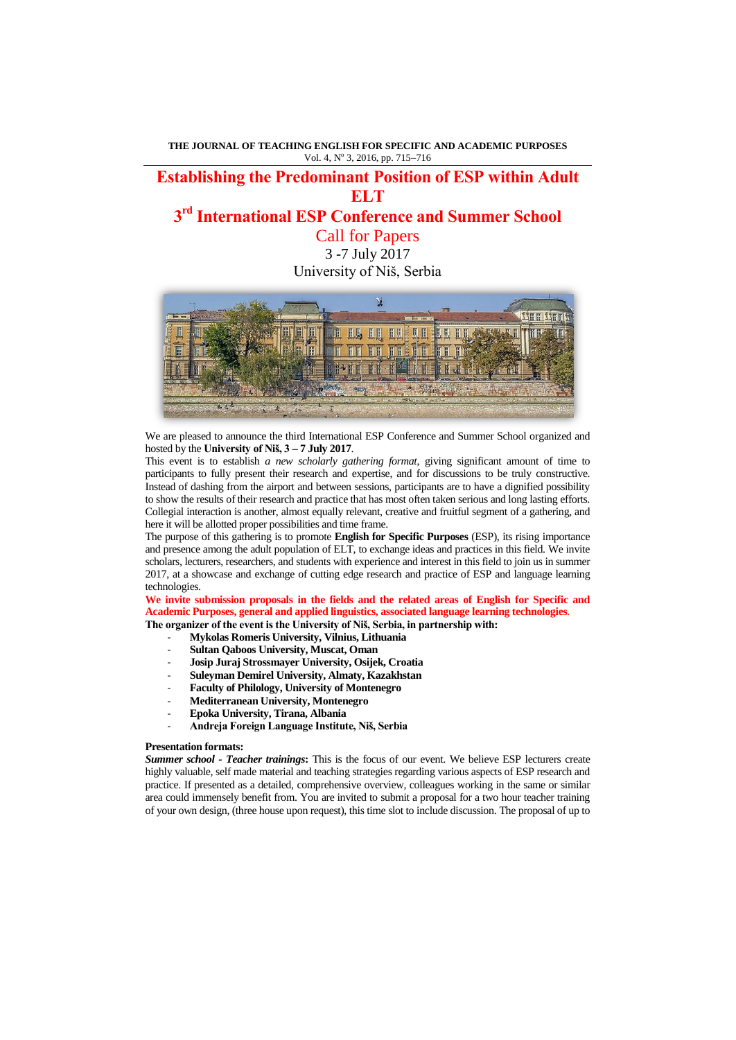# Establishing the Predominant Position of ESP within Adult ELT

## 3rd International ESP Conference and Summer School

Call for Papers

3 -7 July 2017

University of Niš, Serbia

We are pleased to announce the third International ESP Conference and Summer School organized and hosted by the **University of Niš, 3 – 7 July 2017**.

This event is to establish *a new scholarly gathering format*, giving significant amount of time to participants to fully present their research and expertise, and for discussions to be truly constructive. Instead of dashing from the airport and between sessions, participants are to have a dignified possibility to show the results of their research and practice that has most often taken serious and long lasting efforts. Collegial interaction is another, almost equally relevant, creative and fruitful segment of a gathering, and here it will be allotted proper possibilities and time frame.

The purpose of this gathering is to promote **English for Specific Purposes** (ESP), its rising importance and presence among the adult population of ELT, to exchange ideas and practices in this field. We invite scholars, lecturers, researchers, and students with experience and interest in this field to join us in summer 2017, at a showcase and exchange of cutting edge research and practice of ESP and language learning technologies.

**We invite submission proposals in the fields and the related areas of English for Specific and Academic Purposes, general and applied linguistics, associated language learning technologies.**

**The organizer of the event is the University of Niš, Serbia, in partnership with:**

- **Mykolas Romeris University, Vilnius, Lithuania**
- **Sultan Qaboos University, Muscat, Oman**
- **Josip Juraj Strossmayer University, Osijek, Croatia**
- **Suleyman Demirel University, Almaty, Kazakhstan**
- **Faculty of Philology, University of Montenegro**
- **Mediterranean University, Montenegro**
- **Epoka University, Tirana, Albania**
- **Andreja Foreign Language Institute, Niš, Serbia**

**Presentation formats:**

***Summer school - Teacher trainings*:** This is the focus of our event. We believe ESP lecturers create highly valuable, self made material and teaching strategies regarding various aspects of ESP research and practice. If presented as a detailed, comprehensive overview, colleagues working in the same or similar area could immensely benefit from. You are invited to submit a proposal for a two hour teacher training of your own design, (three house upon request), this time slot to include discussion. The proposal of up to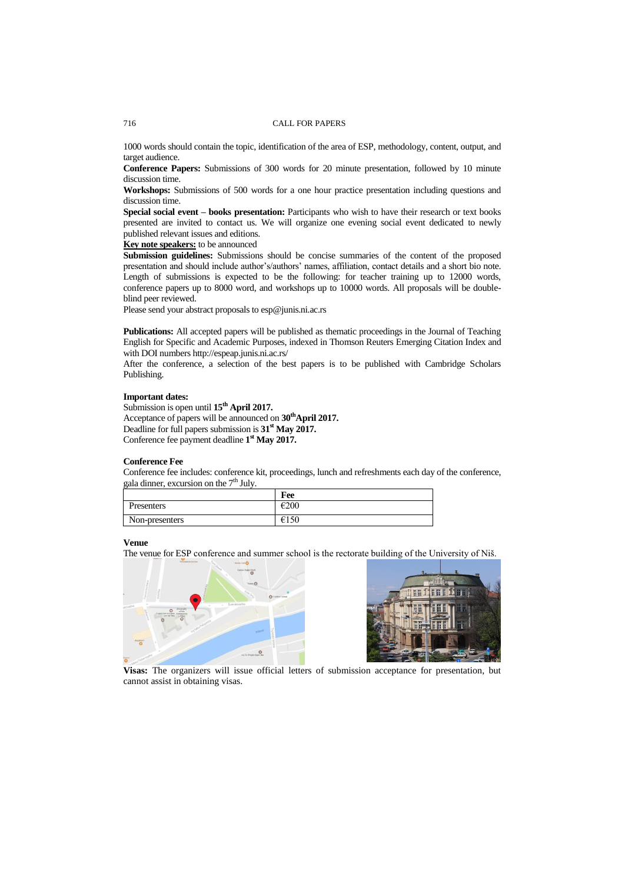1000 words should contain the topic, identification of the area of ESP, methodology, content, output, and target audience.

**Conference Papers:** Submissions of 300 words for 20 minute presentation, followed by 10 minute discussion time.

**Workshops:** Submissions of 500 words for a one hour practice presentation including questions and discussion time.

**Special social event – books presentation:** Participants who wish to have their research or text books presented are invited to contact us. We will organize one evening social event dedicated to newly published relevant issues and editions.

**Key note speakers:** to be announced

**Submission guidelines:** Submissions should be concise summaries of the content of the proposed presentation and should include author's/authors' names, affiliation, contact details and a short bio note. Length of submissions is expected to be the following: for teacher training up to 12000 words, conference papers up to 8000 word, and workshops up to 10000 words. All proposals will be double-blind peer reviewed.

Please send your abstract proposals to esp@junis.ni.ac.rs

**Publications:** All accepted papers will be published as thematic proceedings in the Journal of Teaching English for Specific and Academic Purposes, indexed in Thomson Reuters Emerging Citation Index and with DOI numbers http://espeap.junis.ni.ac.rs/

After the conference, a selection of the best papers is to be published with Cambridge Scholars Publishing.

**Important dates:**

Submission is open until **15th April 2017.**

Acceptance of papers will be announced on **30th April 2017.**

Deadline for full papers submission is **31st May 2017.**

Conference fee payment deadline **1st May 2017.**

**Conference Fee**

Conference fee includes: conference kit, proceedings, lunch and refreshments each day of the conference, gala dinner, excursion on the 7th July.

| | **Fee** |
|---|---|
| Presenters | €200 |
| Non-presenters | €150 |

**Venue**

The venue for ESP conference and summer school is the rectorate building of the University of Niš.

**Visas:** The organizers will issue official letters of submission acceptance for presentation, but cannot assist in obtaining visas.